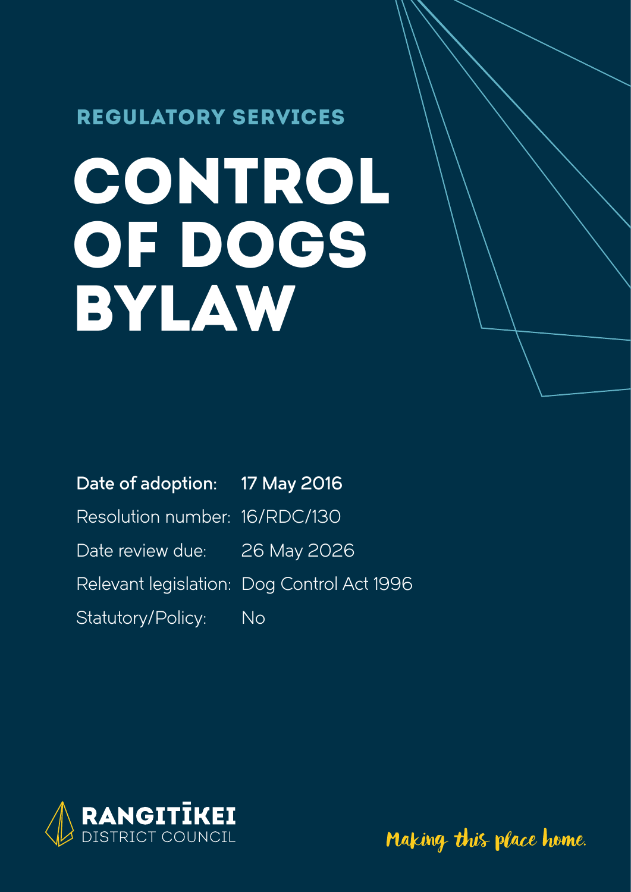## REGULATORY SERVICES

# CONTROL OF DOGS BYLAW

| | |
|---|---|
| **Date of adoption:** | **17 May 2016** |
| Resolution number: | 16/RDC/130 |
| Date review due: | 26 May 2026 |
| Relevant legislation: | Dog Control Act 1996 |
| Statutory/Policy: | No |

RANGITĪKEI DISTRICT COUNCIL

*Making this place home.*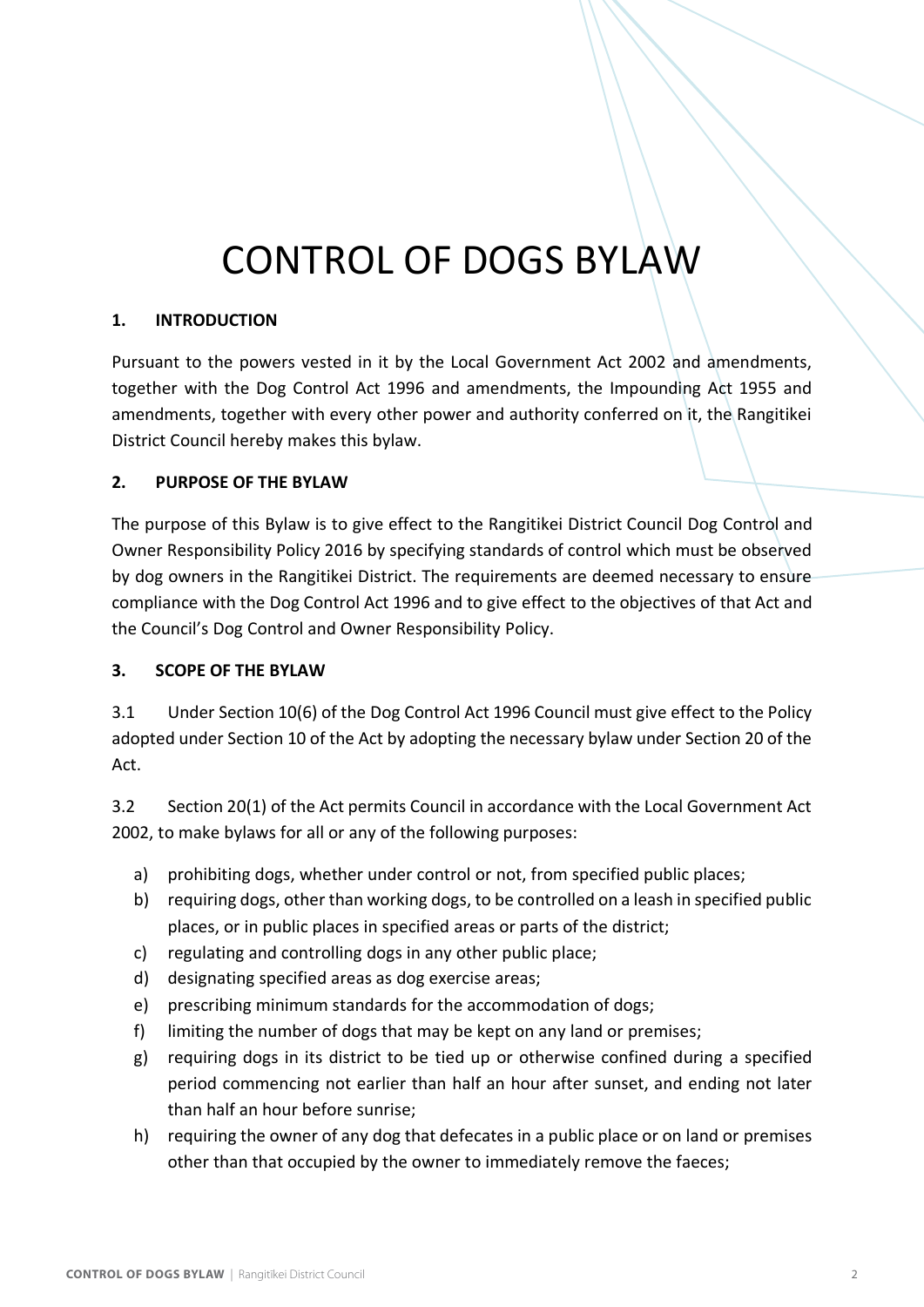# CONTROL OF DOGS BYLAW

## 1. INTRODUCTION

Pursuant to the powers vested in it by the Local Government Act 2002 and amendments, together with the Dog Control Act 1996 and amendments, the Impounding Act 1955 and amendments, together with every other power and authority conferred on it, the Rangitikei District Council hereby makes this bylaw.

## 2. PURPOSE OF THE BYLAW

The purpose of this Bylaw is to give effect to the Rangitikei District Council Dog Control and Owner Responsibility Policy 2016 by specifying standards of control which must be observed by dog owners in the Rangitikei District. The requirements are deemed necessary to ensure compliance with the Dog Control Act 1996 and to give effect to the objectives of that Act and the Council's Dog Control and Owner Responsibility Policy.

## 3. SCOPE OF THE BYLAW

3.1 Under Section 10(6) of the Dog Control Act 1996 Council must give effect to the Policy adopted under Section 10 of the Act by adopting the necessary bylaw under Section 20 of the Act.

3.2 Section 20(1) of the Act permits Council in accordance with the Local Government Act 2002, to make bylaws for all or any of the following purposes:

a) prohibiting dogs, whether under control or not, from specified public places;
b) requiring dogs, other than working dogs, to be controlled on a leash in specified public places, or in public places in specified areas or parts of the district;
c) regulating and controlling dogs in any other public place;
d) designating specified areas as dog exercise areas;
e) prescribing minimum standards for the accommodation of dogs;
f) limiting the number of dogs that may be kept on any land or premises;
g) requiring dogs in its district to be tied up or otherwise confined during a specified period commencing not earlier than half an hour after sunset, and ending not later than half an hour before sunrise;
h) requiring the owner of any dog that defecates in a public place or on land or premises other than that occupied by the owner to immediately remove the faeces;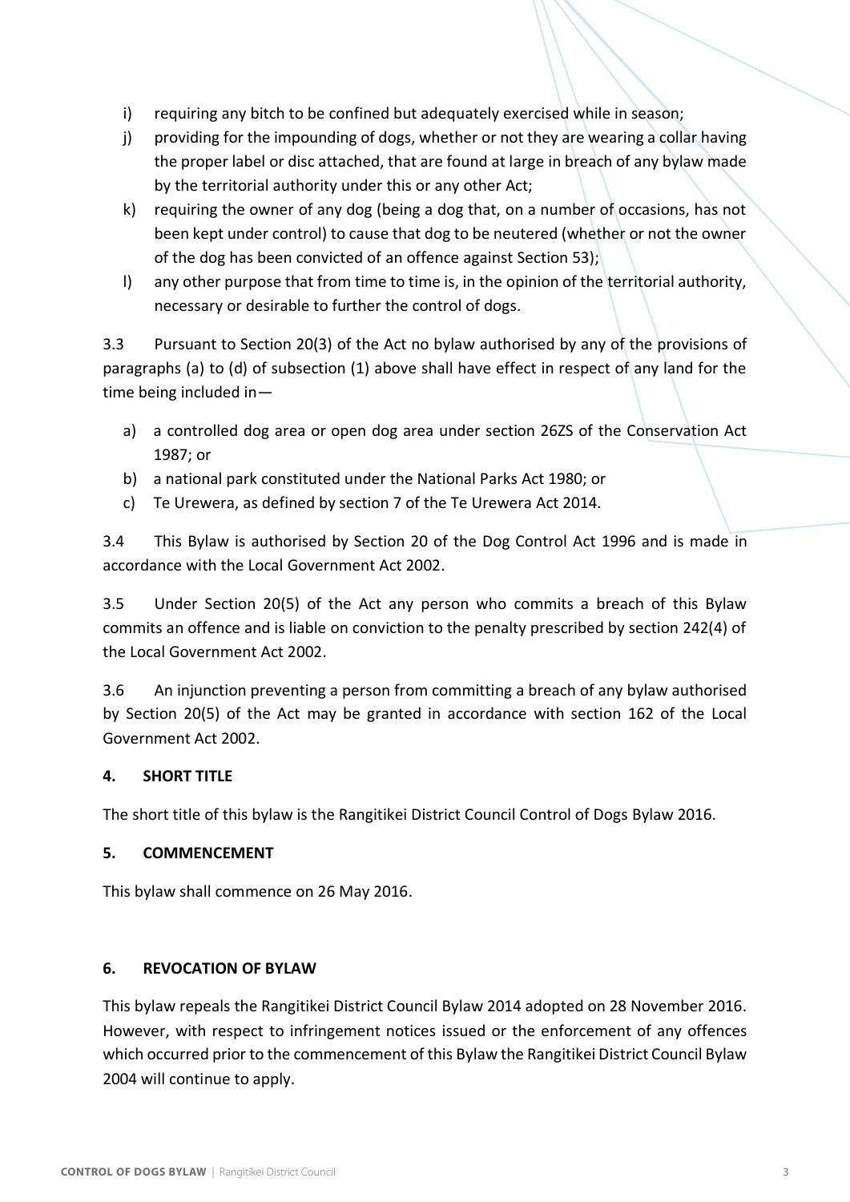i) requiring any bitch to be confined but adequately exercised while in season;
j) providing for the impounding of dogs, whether or not they are wearing a collar having the proper label or disc attached, that are found at large in breach of any bylaw made by the territorial authority under this or any other Act;
k) requiring the owner of any dog (being a dog that, on a number of occasions, has not been kept under control) to cause that dog to be neutered (whether or not the owner of the dog has been convicted of an offence against Section 53);
l) any other purpose that from time to time is, in the opinion of the territorial authority, necessary or desirable to further the control of dogs.

3.3 Pursuant to Section 20(3) of the Act no bylaw authorised by any of the provisions of paragraphs (a) to (d) of subsection (1) above shall have effect in respect of any land for the time being included in—

a) a controlled dog area or open dog area under section 26ZS of the Conservation Act 1987; or
b) a national park constituted under the National Parks Act 1980; or
c) Te Urewera, as defined by section 7 of the Te Urewera Act 2014.

3.4 This Bylaw is authorised by Section 20 of the Dog Control Act 1996 and is made in accordance with the Local Government Act 2002.

3.5 Under Section 20(5) of the Act any person who commits a breach of this Bylaw commits an offence and is liable on conviction to the penalty prescribed by section 242(4) of the Local Government Act 2002.

3.6 An injunction preventing a person from committing a breach of any bylaw authorised by Section 20(5) of the Act may be granted in accordance with section 162 of the Local Government Act 2002.

## 4. SHORT TITLE

The short title of this bylaw is the Rangitikei District Council Control of Dogs Bylaw 2016.

## 5. COMMENCEMENT

This bylaw shall commence on 26 May 2016.

## 6. REVOCATION OF BYLAW

This bylaw repeals the Rangitikei District Council Bylaw 2014 adopted on 28 November 2016. However, with respect to infringement notices issued or the enforcement of any offences which occurred prior to the commencement of this Bylaw the Rangitikei District Council Bylaw 2004 will continue to apply.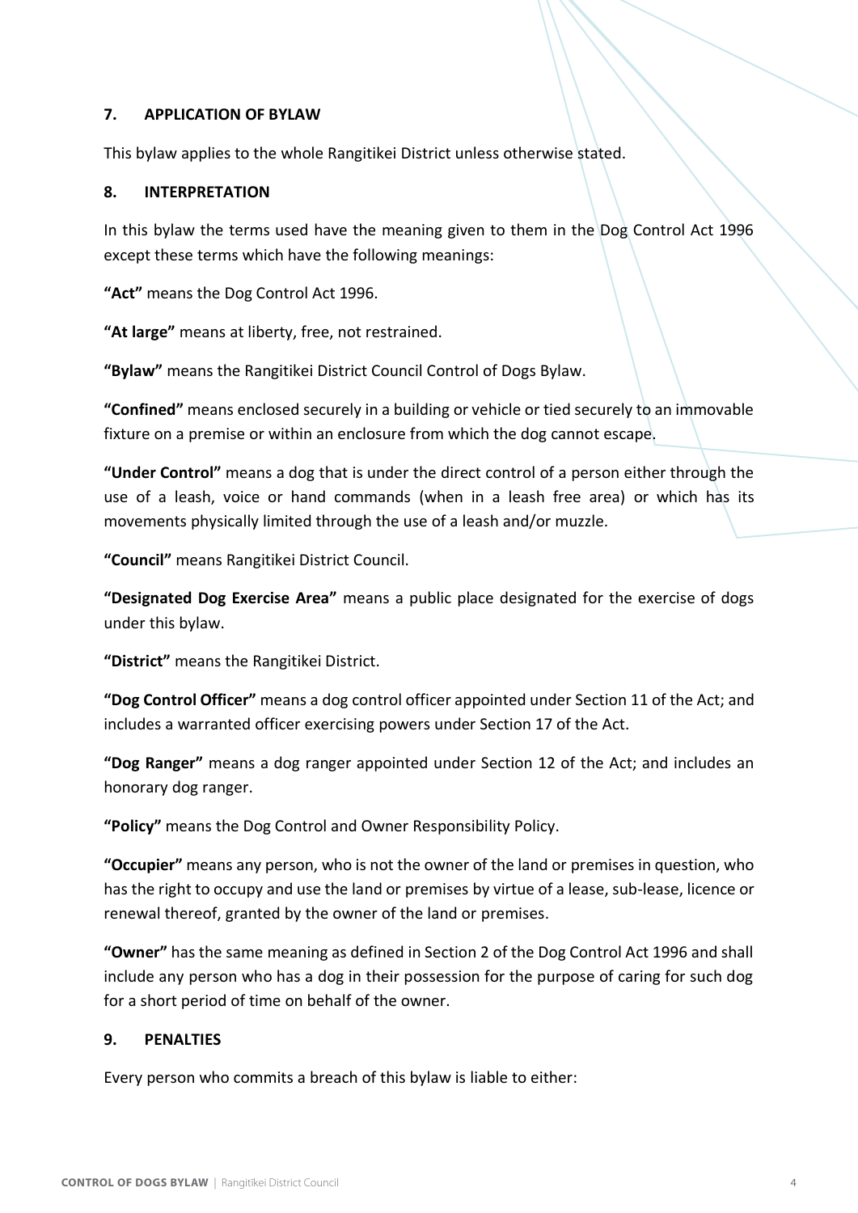## 7. APPLICATION OF BYLAW

This bylaw applies to the whole Rangitikei District unless otherwise stated.

## 8. INTERPRETATION

In this bylaw the terms used have the meaning given to them in the Dog Control Act 1996 except these terms which have the following meanings:

**"Act"** means the Dog Control Act 1996.

**"At large"** means at liberty, free, not restrained.

**"Bylaw"** means the Rangitikei District Council Control of Dogs Bylaw.

**"Confined"** means enclosed securely in a building or vehicle or tied securely to an immovable fixture on a premise or within an enclosure from which the dog cannot escape.

**"Under Control"** means a dog that is under the direct control of a person either through the use of a leash, voice or hand commands (when in a leash free area) or which has its movements physically limited through the use of a leash and/or muzzle.

**"Council"** means Rangitikei District Council.

**"Designated Dog Exercise Area"** means a public place designated for the exercise of dogs under this bylaw.

**"District"** means the Rangitikei District.

**"Dog Control Officer"** means a dog control officer appointed under Section 11 of the Act; and includes a warranted officer exercising powers under Section 17 of the Act.

**"Dog Ranger"** means a dog ranger appointed under Section 12 of the Act; and includes an honorary dog ranger.

**"Policy"** means the Dog Control and Owner Responsibility Policy.

**"Occupier"** means any person, who is not the owner of the land or premises in question, who has the right to occupy and use the land or premises by virtue of a lease, sub-lease, licence or renewal thereof, granted by the owner of the land or premises.

**"Owner"** has the same meaning as defined in Section 2 of the Dog Control Act 1996 and shall include any person who has a dog in their possession for the purpose of caring for such dog for a short period of time on behalf of the owner.

## 9. PENALTIES

Every person who commits a breach of this bylaw is liable to either: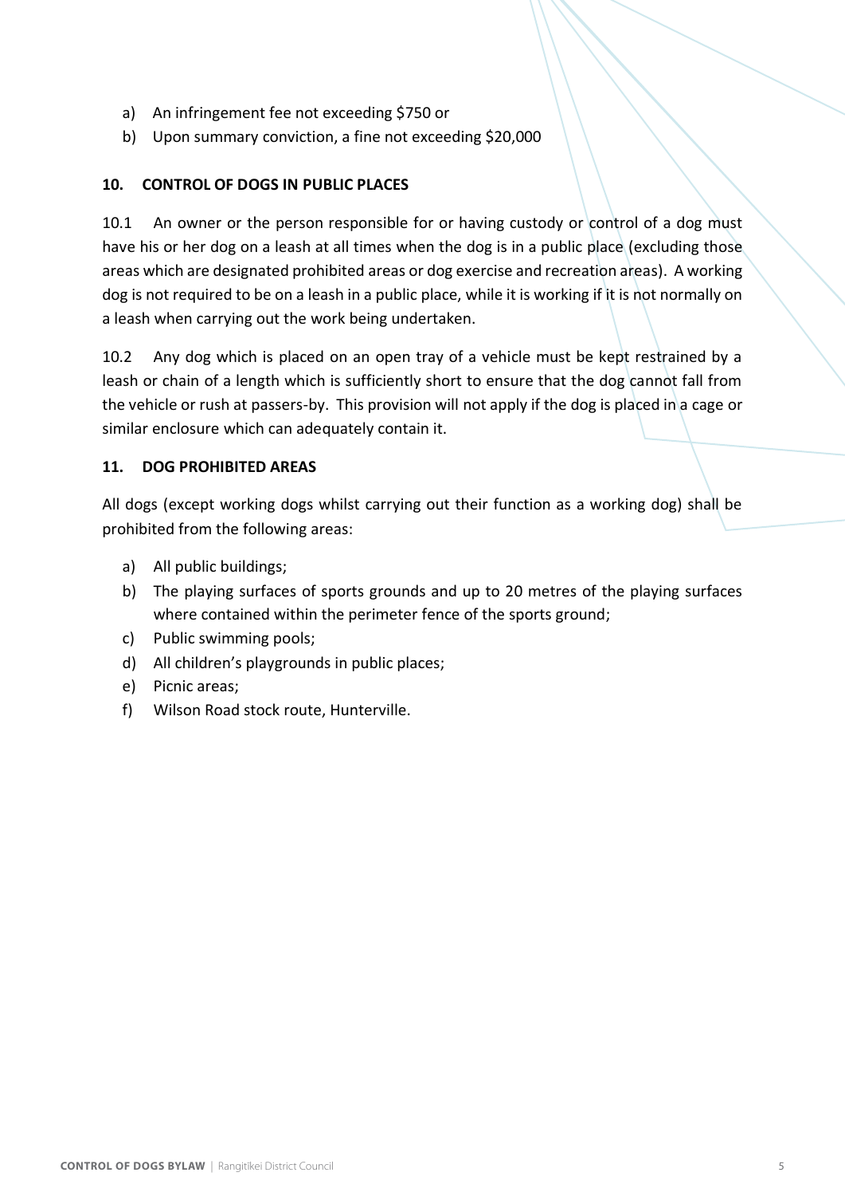a) An infringement fee not exceeding $750 or
b) Upon summary conviction, a fine not exceeding $20,000

## 10. CONTROL OF DOGS IN PUBLIC PLACES

10.1 An owner or the person responsible for or having custody or control of a dog must have his or her dog on a leash at all times when the dog is in a public place (excluding those areas which are designated prohibited areas or dog exercise and recreation areas). A working dog is not required to be on a leash in a public place, while it is working if it is not normally on a leash when carrying out the work being undertaken.

10.2 Any dog which is placed on an open tray of a vehicle must be kept restrained by a leash or chain of a length which is sufficiently short to ensure that the dog cannot fall from the vehicle or rush at passers-by. This provision will not apply if the dog is placed in a cage or similar enclosure which can adequately contain it.

## 11. DOG PROHIBITED AREAS

All dogs (except working dogs whilst carrying out their function as a working dog) shall be prohibited from the following areas:

a) All public buildings;
b) The playing surfaces of sports grounds and up to 20 metres of the playing surfaces where contained within the perimeter fence of the sports ground;
c) Public swimming pools;
d) All children's playgrounds in public places;
e) Picnic areas;
f) Wilson Road stock route, Hunterville.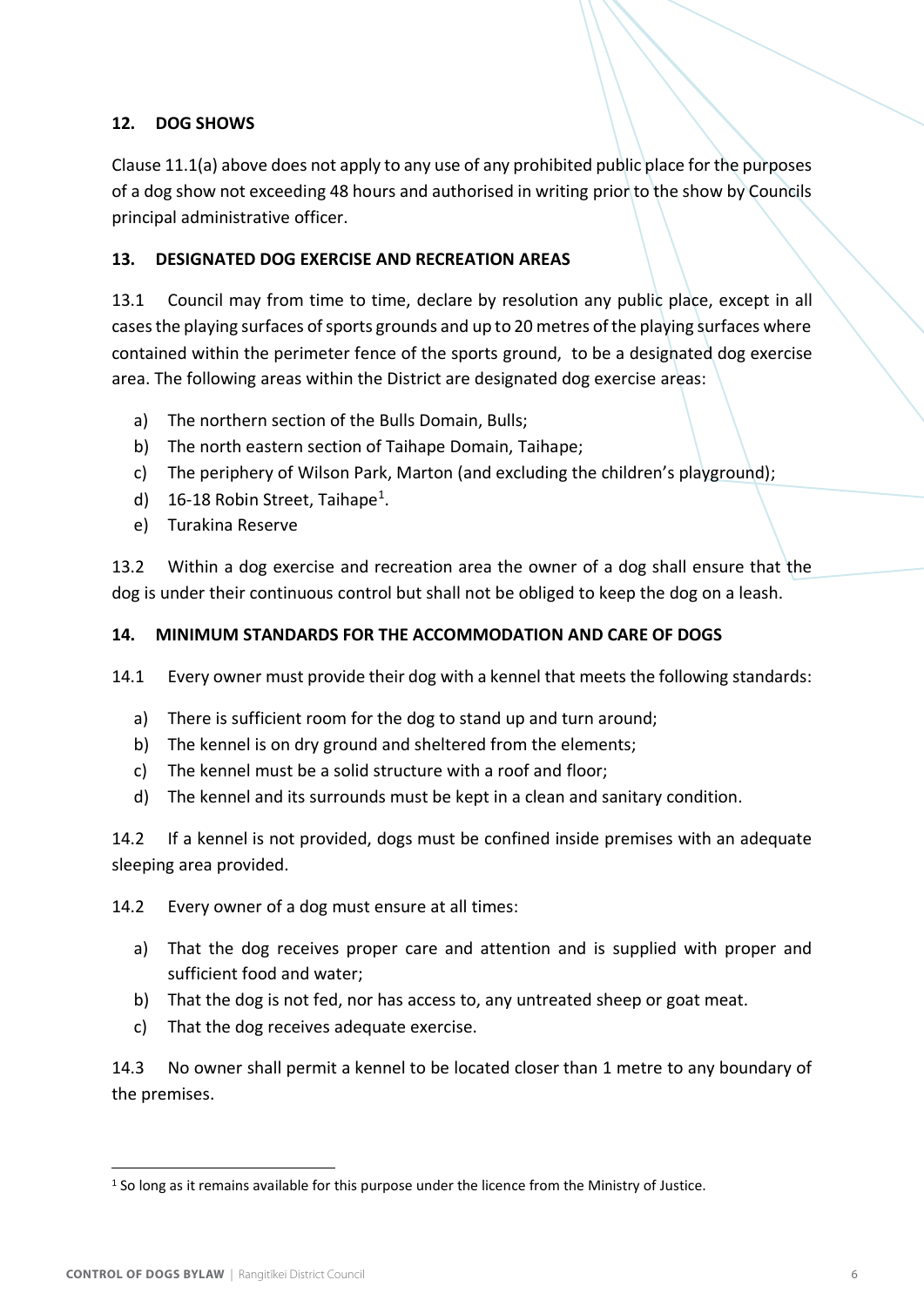## 12. DOG SHOWS

Clause 11.1(a) above does not apply to any use of any prohibited public place for the purposes of a dog show not exceeding 48 hours and authorised in writing prior to the show by Councils principal administrative officer.

## 13. DESIGNATED DOG EXERCISE AND RECREATION AREAS

13.1 Council may from time to time, declare by resolution any public place, except in all cases the playing surfaces of sports grounds and up to 20 metres of the playing surfaces where contained within the perimeter fence of the sports ground, to be a designated dog exercise area. The following areas within the District are designated dog exercise areas:

a) The northern section of the Bulls Domain, Bulls;
b) The north eastern section of Taihape Domain, Taihape;
c) The periphery of Wilson Park, Marton (and excluding the children's playground);
d) 16-18 Robin Street, Taihape[1].
e) Turakina Reserve

13.2 Within a dog exercise and recreation area the owner of a dog shall ensure that the dog is under their continuous control but shall not be obliged to keep the dog on a leash.

## 14. MINIMUM STANDARDS FOR THE ACCOMMODATION AND CARE OF DOGS

14.1 Every owner must provide their dog with a kennel that meets the following standards:

a) There is sufficient room for the dog to stand up and turn around;
b) The kennel is on dry ground and sheltered from the elements;
c) The kennel must be a solid structure with a roof and floor;
d) The kennel and its surrounds must be kept in a clean and sanitary condition.

14.2 If a kennel is not provided, dogs must be confined inside premises with an adequate sleeping area provided.

14.2 Every owner of a dog must ensure at all times:

a) That the dog receives proper care and attention and is supplied with proper and sufficient food and water;
b) That the dog is not fed, nor has access to, any untreated sheep or goat meat.
c) That the dog receives adequate exercise.

14.3 No owner shall permit a kennel to be located closer than 1 metre to any boundary of the premises.

[1] So long as it remains available for this purpose under the licence from the Ministry of Justice.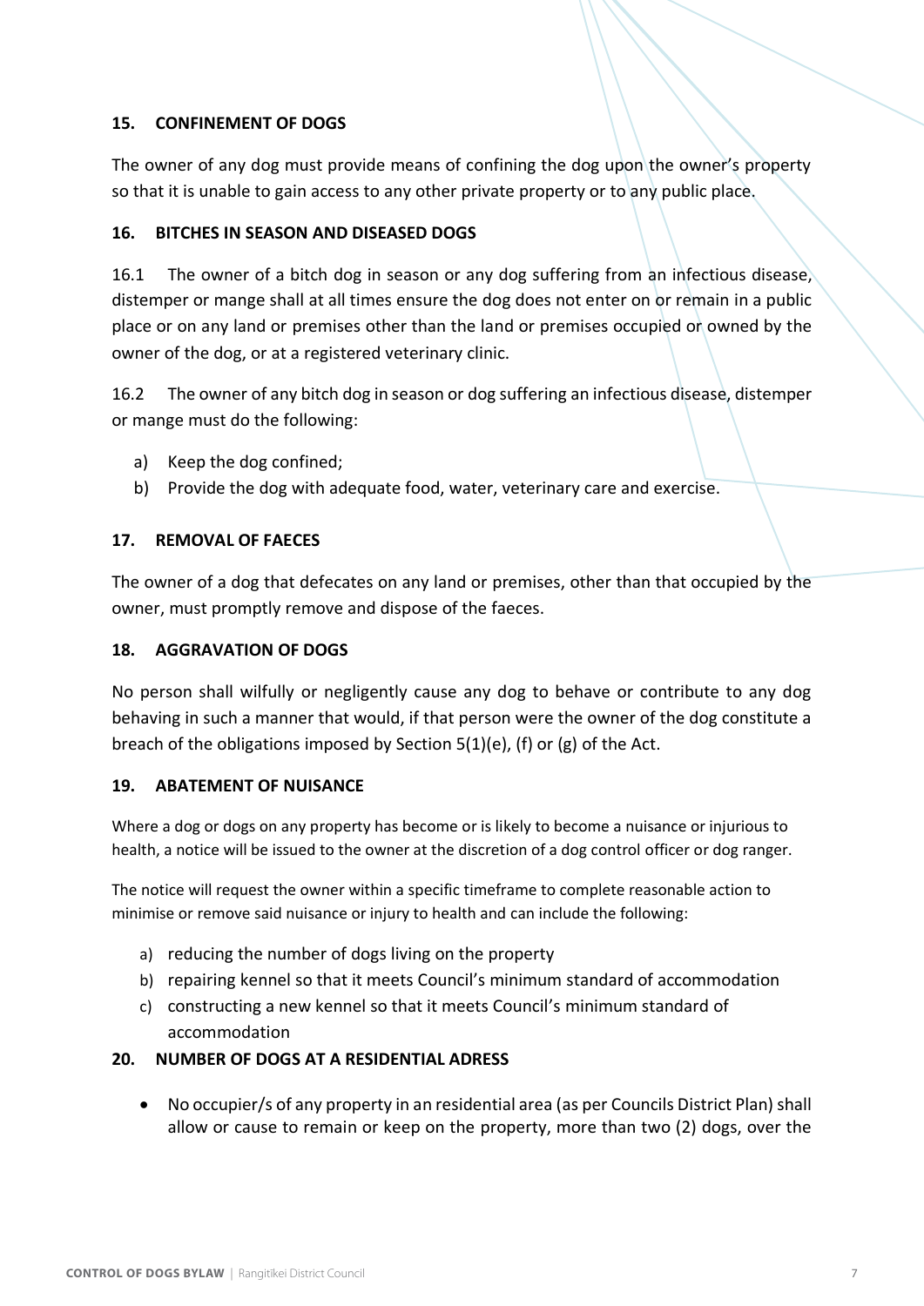## 15. CONFINEMENT OF DOGS

The owner of any dog must provide means of confining the dog upon the owner's property so that it is unable to gain access to any other private property or to any public place.

## 16. BITCHES IN SEASON AND DISEASED DOGS

16.1 The owner of a bitch dog in season or any dog suffering from an infectious disease, distemper or mange shall at all times ensure the dog does not enter on or remain in a public place or on any land or premises other than the land or premises occupied or owned by the owner of the dog, or at a registered veterinary clinic.

16.2 The owner of any bitch dog in season or dog suffering an infectious disease, distemper or mange must do the following:

a) Keep the dog confined;
b) Provide the dog with adequate food, water, veterinary care and exercise.

## 17. REMOVAL OF FAECES

The owner of a dog that defecates on any land or premises, other than that occupied by the owner, must promptly remove and dispose of the faeces.

## 18. AGGRAVATION OF DOGS

No person shall wilfully or negligently cause any dog to behave or contribute to any dog behaving in such a manner that would, if that person were the owner of the dog constitute a breach of the obligations imposed by Section 5(1)(e), (f) or (g) of the Act.

## 19. ABATEMENT OF NUISANCE

Where a dog or dogs on any property has become or is likely to become a nuisance or injurious to health, a notice will be issued to the owner at the discretion of a dog control officer or dog ranger.

The notice will request the owner within a specific timeframe to complete reasonable action to minimise or remove said nuisance or injury to health and can include the following:

a) reducing the number of dogs living on the property
b) repairing kennel so that it meets Council's minimum standard of accommodation
c) constructing a new kennel so that it meets Council's minimum standard of accommodation

## 20. NUMBER OF DOGS AT A RESIDENTIAL ADRESS

- No occupier/s of any property in an residential area (as per Councils District Plan) shall allow or cause to remain or keep on the property, more than two (2) dogs, over the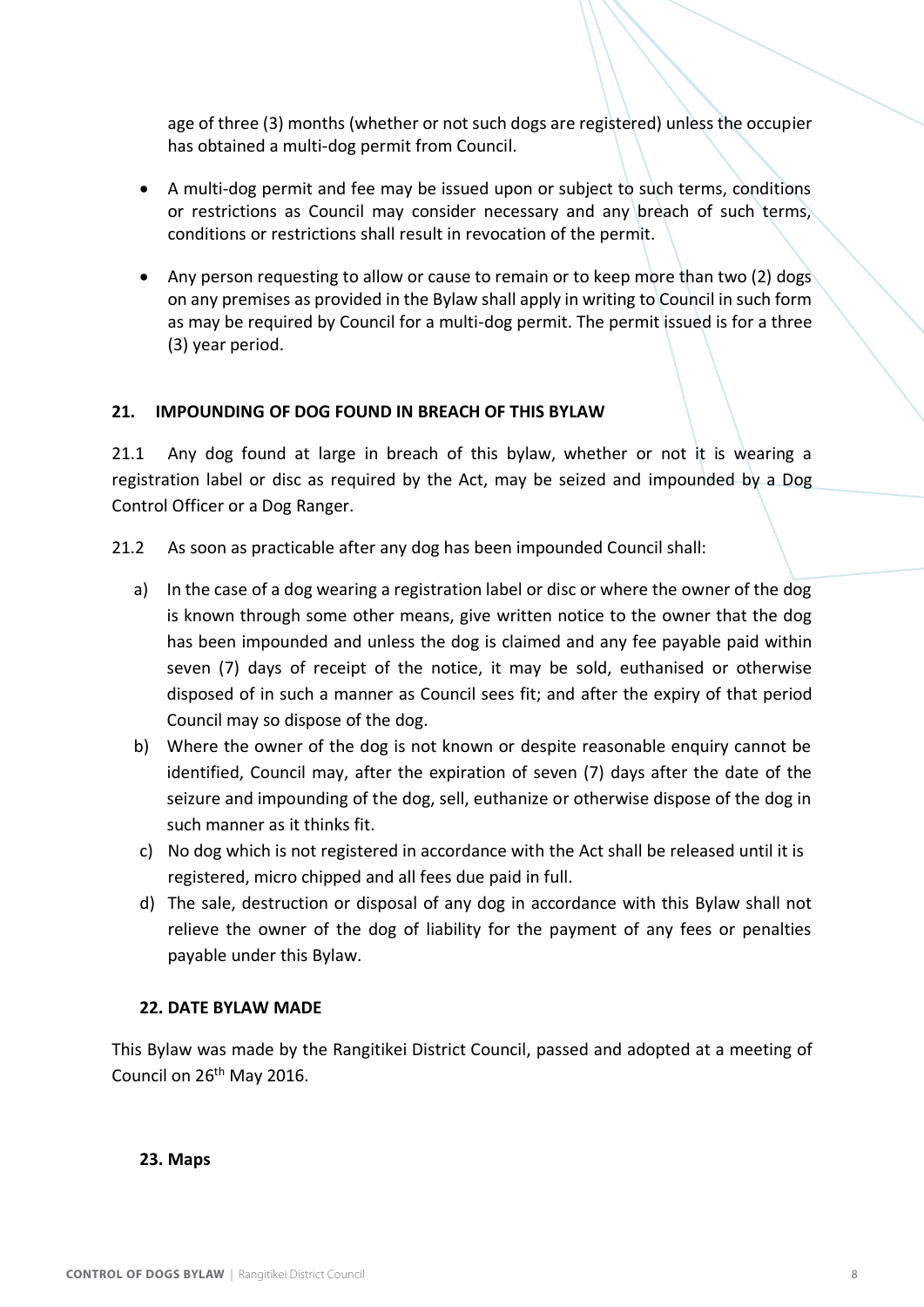age of three (3) months (whether or not such dogs are registered) unless the occupier has obtained a multi-dog permit from Council.

- A multi-dog permit and fee may be issued upon or subject to such terms, conditions or restrictions as Council may consider necessary and any breach of such terms, conditions or restrictions shall result in revocation of the permit.
- Any person requesting to allow or cause to remain or to keep more than two (2) dogs on any premises as provided in the Bylaw shall apply in writing to Council in such form as may be required by Council for a multi-dog permit. The permit issued is for a three (3) year period.

## 21. IMPOUNDING OF DOG FOUND IN BREACH OF THIS BYLAW

21.1 Any dog found at large in breach of this bylaw, whether or not it is wearing a registration label or disc as required by the Act, may be seized and impounded by a Dog Control Officer or a Dog Ranger.

21.2 As soon as practicable after any dog has been impounded Council shall:

a) In the case of a dog wearing a registration label or disc or where the owner of the dog is known through some other means, give written notice to the owner that the dog has been impounded and unless the dog is claimed and any fee payable paid within seven (7) days of receipt of the notice, it may be sold, euthanised or otherwise disposed of in such a manner as Council sees fit; and after the expiry of that period Council may so dispose of the dog.

b) Where the owner of the dog is not known or despite reasonable enquiry cannot be identified, Council may, after the expiration of seven (7) days after the date of the seizure and impounding of the dog, sell, euthanize or otherwise dispose of the dog in such manner as it thinks fit.

c) No dog which is not registered in accordance with the Act shall be released until it is registered, micro chipped and all fees due paid in full.

d) The sale, destruction or disposal of any dog in accordance with this Bylaw shall not relieve the owner of the dog of liability for the payment of any fees or penalties payable under this Bylaw.

## 22. DATE BYLAW MADE

This Bylaw was made by the Rangitikei District Council, passed and adopted at a meeting of Council on 26th May 2016.

## 23. Maps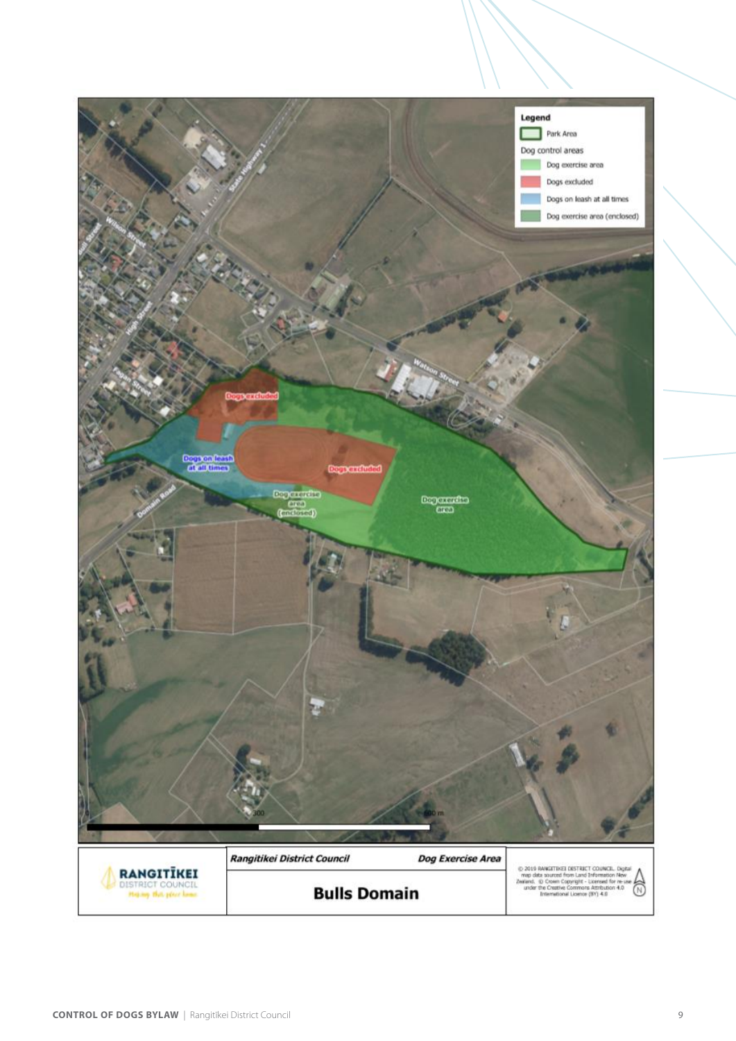Legend

- Park Area

Dog control areas

- Dog exercise area
- Dogs excluded
- Dogs on leash at all times
- Dog exercise area (enclosed)

Dogs excluded

Dogs on leash at all times

Dogs excluded

Dog exercise area (enclosed)

Dog exercise area

0 300 600 m

**RANGITĪKEI DISTRICT COUNCIL** *Making this place home*

| *Rangitikei District Council* | *Dog Exercise Area* |
|---|---|
| **Bulls Domain** | |

© 2019 RANGITIKEI DISTRICT COUNCIL. Digital map data sourced from Land Information New Zealand. © Crown Copyright - Licensed for re-use under the Creative Commons Attribution 4.0 International Licence (BY) 4.0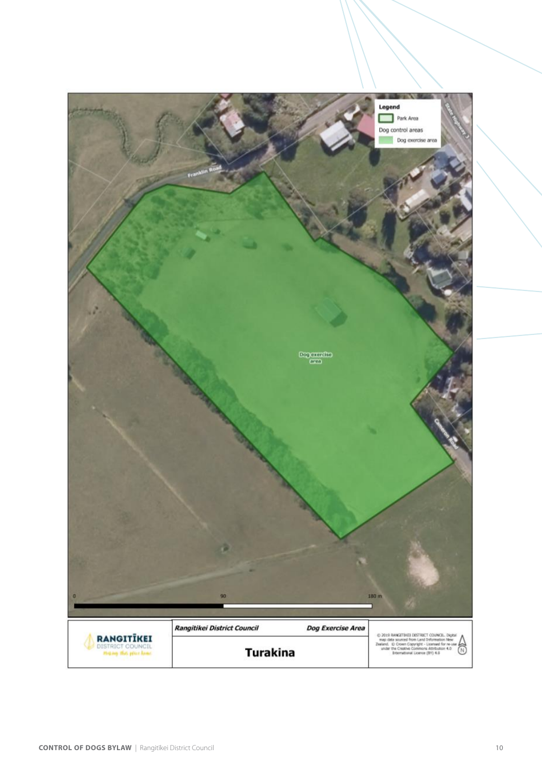Legend

Park Area

Dog control areas

Dog exercise area

Franklin Road

State Highway 3

Cameron Road

Dog exercise area

0 90 180 m

| RANGITĪKEI DISTRICT COUNCIL | Rangitikei District Council | Dog Exercise Area | © 2019 RANGITIKEI DISTRICT COUNCIL. Digital map data sourced from Land Information New Zealand. © Crown Copyright - Licensed for re-use under the Creative Commons Attribution 4.0 International Licence (BY) 4.0 |
|---|---|---|---|
| | **Turakina** | | |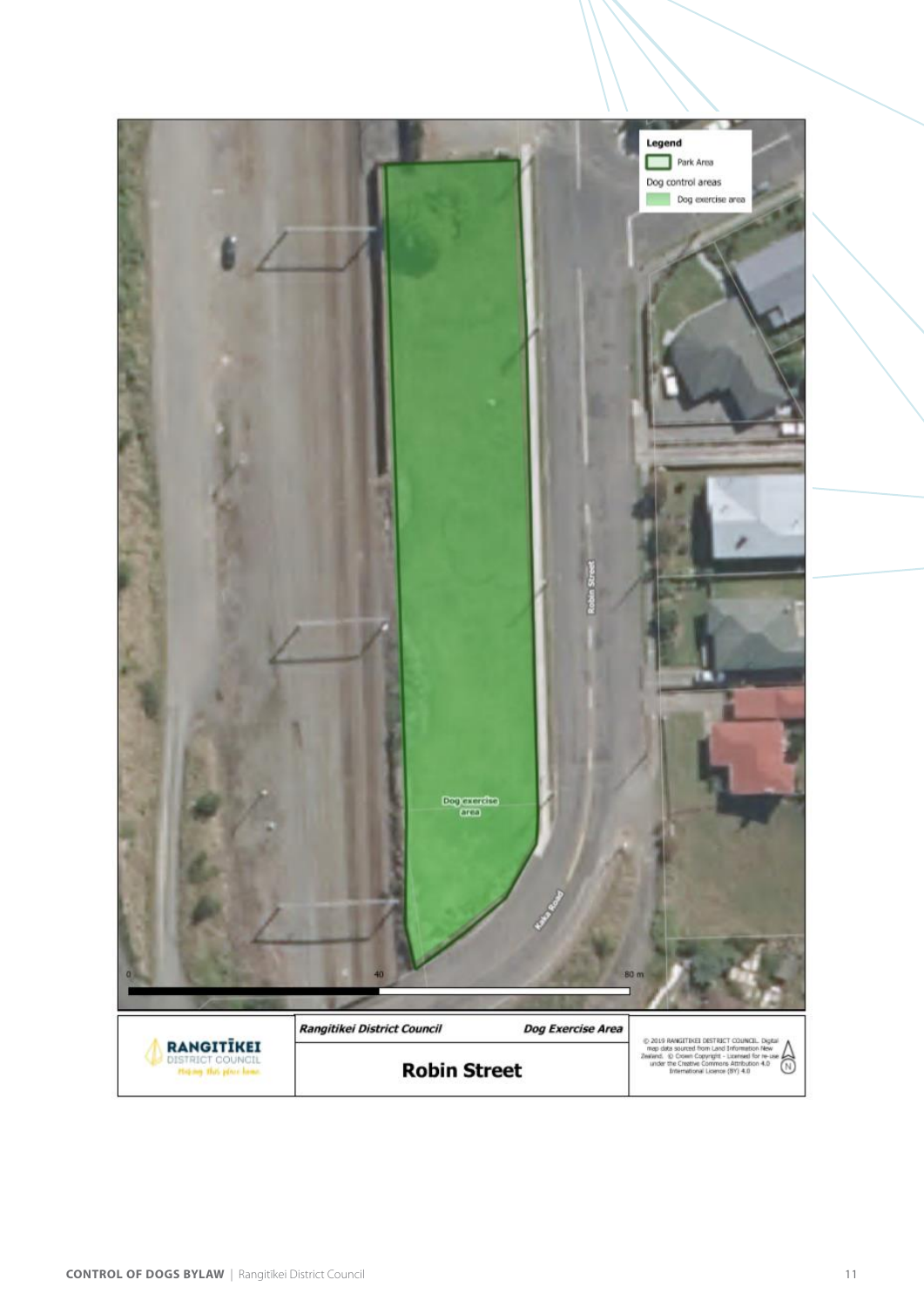Legend

- Park Area

Dog control areas

- Dog exercise area

Dog exercise area

Robin Street

Kaka Road

0 40 80 m

Rangitikei District Council | Dog Exercise Area

**Robin Street**

RANGITĪKEI DISTRICT COUNCIL

© 2019 RANGITIKEI DISTRICT COUNCIL. Digital map data sourced from Land Information New Zealand. © Crown Copyright - Licensed for re-use under the Creative Commons Attribution 4.0 International Licence (BY) 4.0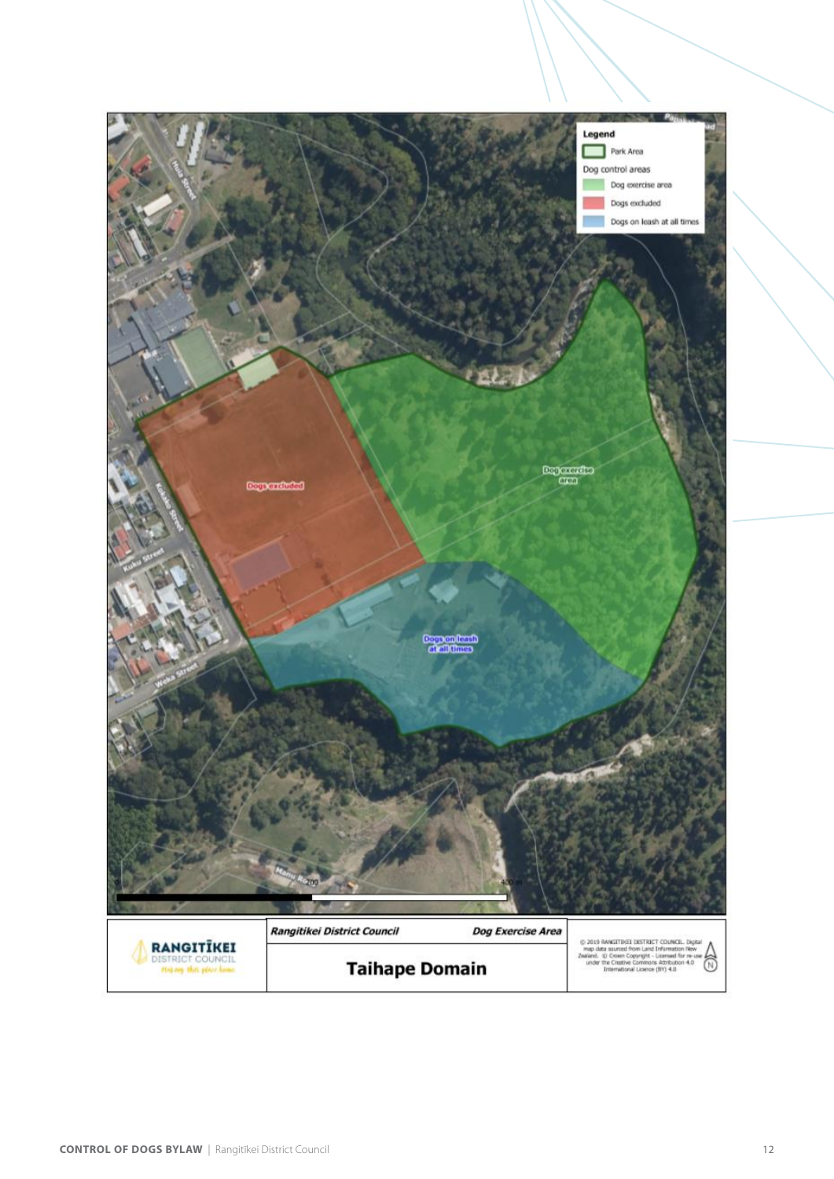Legend

- Park Area

Dog control areas

- Dog exercise area
- Dogs excluded
- Dogs on leash at all times

Dogs excluded

Dog exercise area

Dogs on leash at all times

| Rangitikei District Council | Dog Exercise Area |
| --- | --- |
| **Taihape Domain** | |

© 2019 RANGITIKEI DISTRICT COUNCIL. Digital map data sourced from Land Information New Zealand. © Crown Copyright - Licensed for re-use under the Creative Commons Attribution 4.0 International Licence (BY) 4.0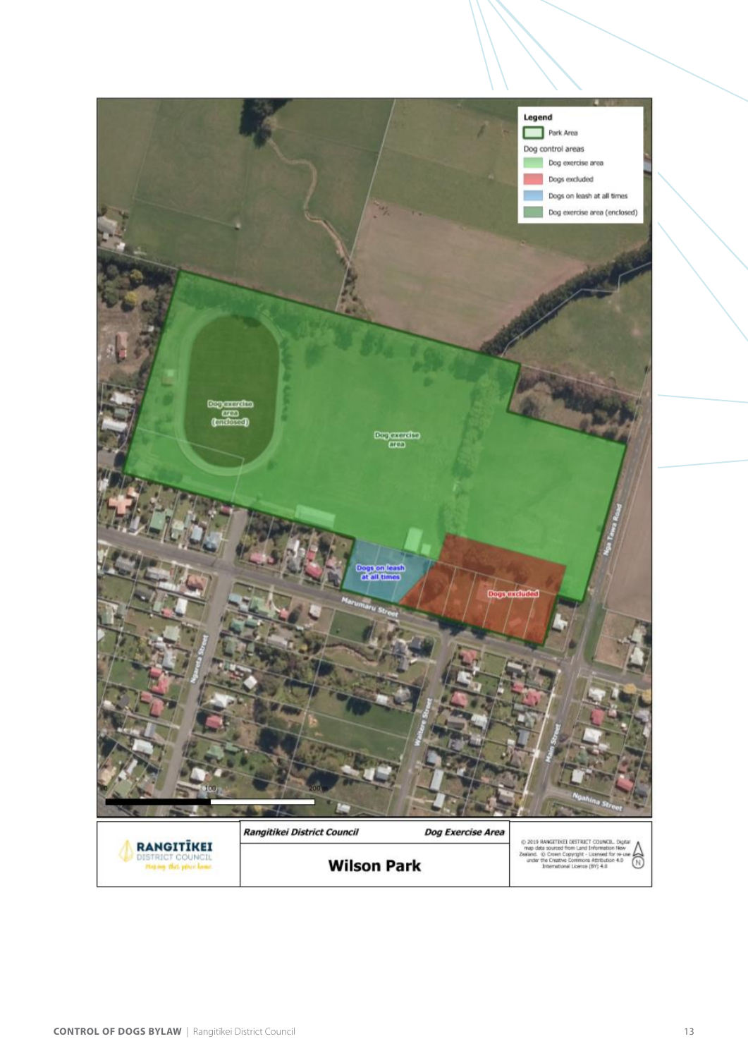Legend

Park Area

Dog control areas

Dog exercise area

Dogs excluded

Dogs on leash at all times

Dog exercise area (enclosed)

Dog exercise area (enclosed)

Dog exercise area

Dogs on leash at all times

Dogs excluded

Marumaru Street

Nga Tawa Road

Ngaruru Street

Waitere Street

Main Street

Ngahina Street

0 100 200 m

RANGITĪKEI DISTRICT COUNCIL

*Rangitikei District Council* *Dog Exercise Area*

**Wilson Park**

© 2019 RANGITIKEI DISTRICT COUNCIL. Digital map data sourced from Land Information New Zealand. © Crown Copyright - Licensed for re-use under the Creative Commons Attribution 4.0 International Licence (BY) 4.0

N